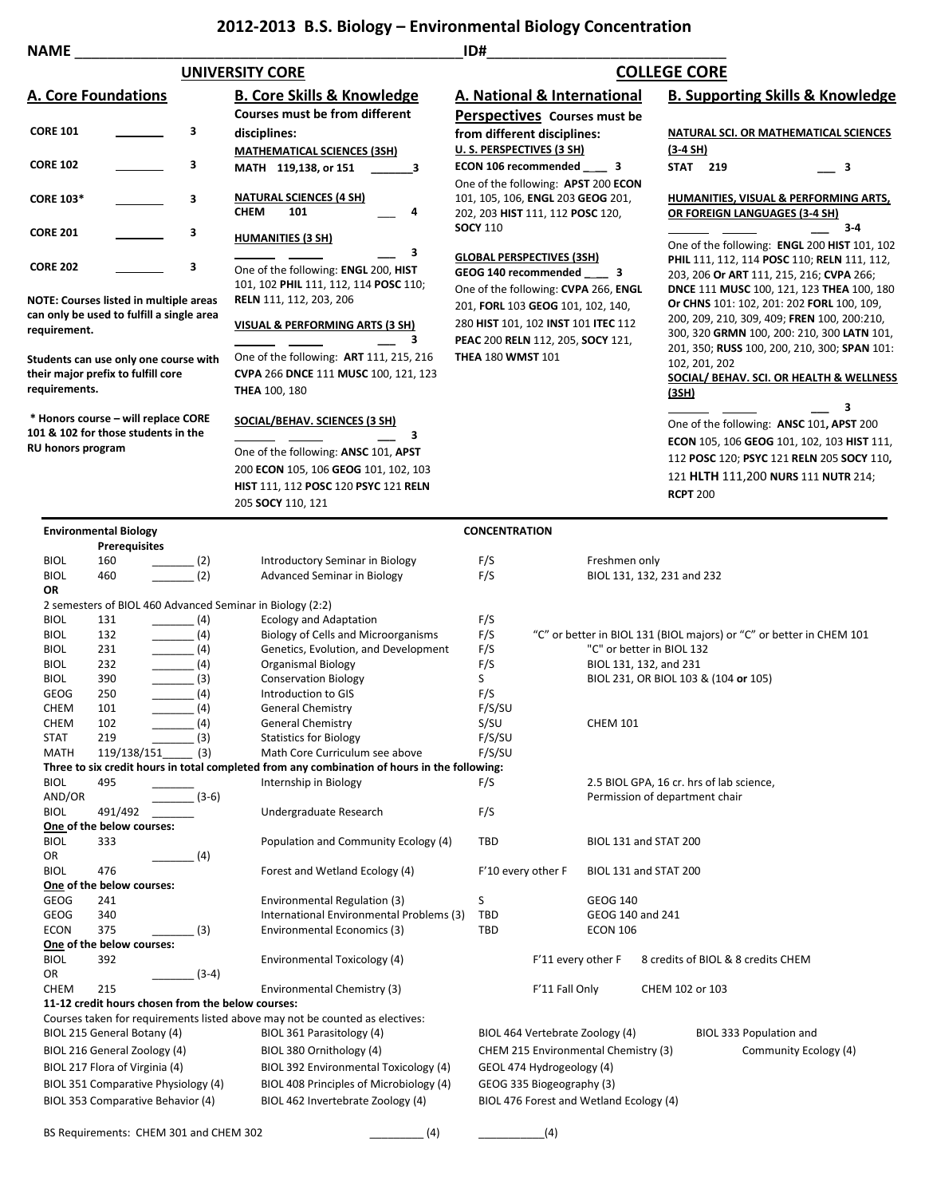# 2012-2013 B.S. Biology – Environmental Biology Concentration

NAME ______________________________ ID# ______________________________

## UNIVERSITY CORE

### A. Core Foundations

| | | |
|---|---|---|
| CORE 101 | ________ | 3 |
| CORE 102 | ________ | 3 |
| CORE 103* | ________ | 3 |
| CORE 201 | ________ | 3 |
| CORE 202 | ________ | 3 |

**NOTE: Courses listed in multiple areas can only be used to fulfill a single area requirement.**

**Students can use only one course with their major prefix to fulfill core requirements.**

**\* Honors course – will replace CORE 101 & 102 for those students in the RU honors program**

### B. Core Skills & Knowledge

**Courses must be from different disciplines:**

**MATHEMATICAL SCIENCES (3SH)**
**MATH 119,138, or 151** _______ **3**

**NATURAL SCIENCES (4 SH)**
**CHEM 101** ___ **4**

**HUMANITIES (3 SH)**
______ ______ ___ **3**
One of the following: **ENGL** 200, **HIST** 101, 102 **PHIL** 111, 112, 114 **POSC** 110; **RELN** 111, 112, 203, 206

**VISUAL & PERFORMING ARTS (3 SH)**
______ ______ ___ **3**
One of the following: **ART** 111, 215, 216 **CVPA** 266 **DNCE** 111 **MUSC** 100, 121, 123 **THEA** 100, 180

**SOCIAL/BEHAV. SCIENCES (3 SH)**
______ ______ ___ **3**
One of the following: **ANSC** 101, **APST** 200 **ECON** 105, 106 **GEOG** 101, 102, 103 **HIST** 111, 112 **POSC** 120 **PSYC** 121 **RELN** 205 **SOCY** 110, 121

## COLLEGE CORE

### A. National & International Perspectives

**Courses must be from different disciplines:**

**U. S. PERSPECTIVES (3 SH)**
**ECON 106 recommended** ___ **3**
One of the following: **APST** 200 **ECON** 101, 105, 106, **ENGL** 203 **GEOG** 201, 202, 203 **HIST** 111, 112 **POSC** 120, **SOCY** 110

**GLOBAL PERSPECTIVES (3SH)**
**GEOG 140 recommended** ___ **3**
One of the following: **CVPA** 266, **ENGL** 201, **FORL** 103 **GEOG** 101, 102, 140, 280 **HIST** 101, 102 **INST** 101 **ITEC** 112 **PEAC** 200 **RELN** 112, 205, **SOCY** 121, **THEA** 180 **WMST** 101

### B. Supporting Skills & Knowledge

**NATURAL SCI. OR MATHEMATICAL SCIENCES (3-4 SH)**
**STAT 219** ___ **3**

**HUMANITIES, VISUAL & PERFORMING ARTS, OR FOREIGN LANGUAGES (3-4 SH)**
______ ______ ___ **3-4**
One of the following: **ENGL** 200 **HIST** 101, 102 **PHIL** 111, 112, 114 **POSC** 110; **RELN** 111, 112, 203, 206 **Or ART** 111, 215, 216; **CVPA** 266; **DNCE** 111 **MUSC** 100, 121, 123 **THEA** 100, 180 **Or CHNS** 101: 102, 201: 202 **FORL** 100, 109, 200, 209, 210, 309, 409; **FREN** 100, 200:210, 300, 320 **GRMN** 100, 200: 210, 300 **LATN** 101, 201, 350; **RUSS** 100, 200, 210, 300; **SPAN** 101: 102, 201, 202

**SOCIAL/ BEHAV. SCI. OR HEALTH & WELLNESS (3SH)**
______ ______ ___ **3**
One of the following: **ANSC** 101**, APST** 200 **ECON** 105, 106 **GEOG** 101, 102, 103 **HIST** 111, 112 **POSC** 120; **PSYC** 121 **RELN** 205 **SOCY** 110**,** 121 **HLTH** 111,200 **NURS** 111 **NUTR** 214; **RCPT** 200

---

## Environmental Biology — CONCENTRATION

| Course | | Credits | Title | Offered | Prerequisites |
|---|---|---|---|---|---|
| BIOL | 160 | _______ (2) | Introductory Seminar in Biology | F/S | Freshmen only |
| BIOL | 460 | _______ (2) | Advanced Seminar in Biology | F/S | BIOL 131, 132, 231 and 232 |
| OR | | | | | |
| 2 semesters of BIOL 460 Advanced Seminar in Biology (2:2) | | | | | |
| BIOL | 131 | _______ (4) | Ecology and Adaptation | F/S | |
| BIOL | 132 | _______ (4) | Biology of Cells and Microorganisms | F/S | "C" or better in BIOL 131 (BIOL majors) or "C" or better in CHEM 101 |
| BIOL | 231 | _______ (4) | Genetics, Evolution, and Development | F/S | "C" or better in BIOL 132 |
| BIOL | 232 | _______ (4) | Organismal Biology | F/S | BIOL 131, 132, and 231 |
| BIOL | 390 | _______ (3) | Conservation Biology | S | BIOL 231, OR BIOL 103 & (104 **or** 105) |
| GEOG | 250 | _______ (4) | Introduction to GIS | F/S | |
| CHEM | 101 | _______ (4) | General Chemistry | F/S/SU | |
| CHEM | 102 | _______ (4) | General Chemistry | S/SU | CHEM 101 |
| STAT | 219 | _______ (3) | Statistics for Biology | F/S/SU | |
| MATH | 119/138/151 | _____ (3) | Math Core Curriculum see above | F/S/SU | |
| **Three to six credit hours in total completed from any combination of hours in the following:** | | | | | |
| BIOL | 495 | _______ | Internship in Biology | F/S | 2.5 BIOL GPA, 16 cr. hrs of lab science, |
| AND/OR | | _______ (3-6) | | | Permission of department chair |
| BIOL | 491/492 | _______ | Undergraduate Research | F/S | |
| **One of the below courses:** | | | | | |
| BIOL | 333 | | Population and Community Ecology (4) | TBD | BIOL 131 and STAT 200 |
| OR | | _______ (4) | | | |
| BIOL | 476 | | Forest and Wetland Ecology (4) | F'10 every other F | BIOL 131 and STAT 200 |
| **One of the below courses:** | | | | | |
| GEOG | 241 | | Environmental Regulation (3) | S | GEOG 140 |
| GEOG | 340 | | International Environmental Problems (3) | TBD | GEOG 140 and 241 |
| ECON | 375 | _______ (3) | Environmental Economics (3) | TBD | ECON 106 |
| **One of the below courses:** | | | | | |
| BIOL | 392 | | Environmental Toxicology (4) | F'11 every other F | 8 credits of BIOL & 8 credits CHEM |
| OR | | _______ (3-4) | | | |
| CHEM | 215 | | Environmental Chemistry (3) | F'11 Fall Only | CHEM 102 or 103 |

**11-12 credit hours chosen from the below courses:**

Courses taken for requirements listed above may not be counted as electives:

| | | | |
|---|---|---|---|
| BIOL 215 General Botany (4) | BIOL 361 Parasitology (4) | BIOL 464 Vertebrate Zoology (4) | BIOL 333 Population and Community Ecology (4) |
| BIOL 216 General Zoology (4) | BIOL 380 Ornithology (4) | CHEM 215 Environmental Chemistry (3) | |
| BIOL 217 Flora of Virginia (4) | BIOL 392 Environmental Toxicology (4) | GEOL 474 Hydrogeology (4) | |
| BIOL 351 Comparative Physiology (4) | BIOL 408 Principles of Microbiology (4) | GEOG 335 Biogeography (3) | |
| BIOL 353 Comparative Behavior (4) | BIOL 462 Invertebrate Zoology (4) | BIOL 476 Forest and Wetland Ecology (4) | |

BS Requirements: CHEM 301 and CHEM 302 _________ (4) ___________(4)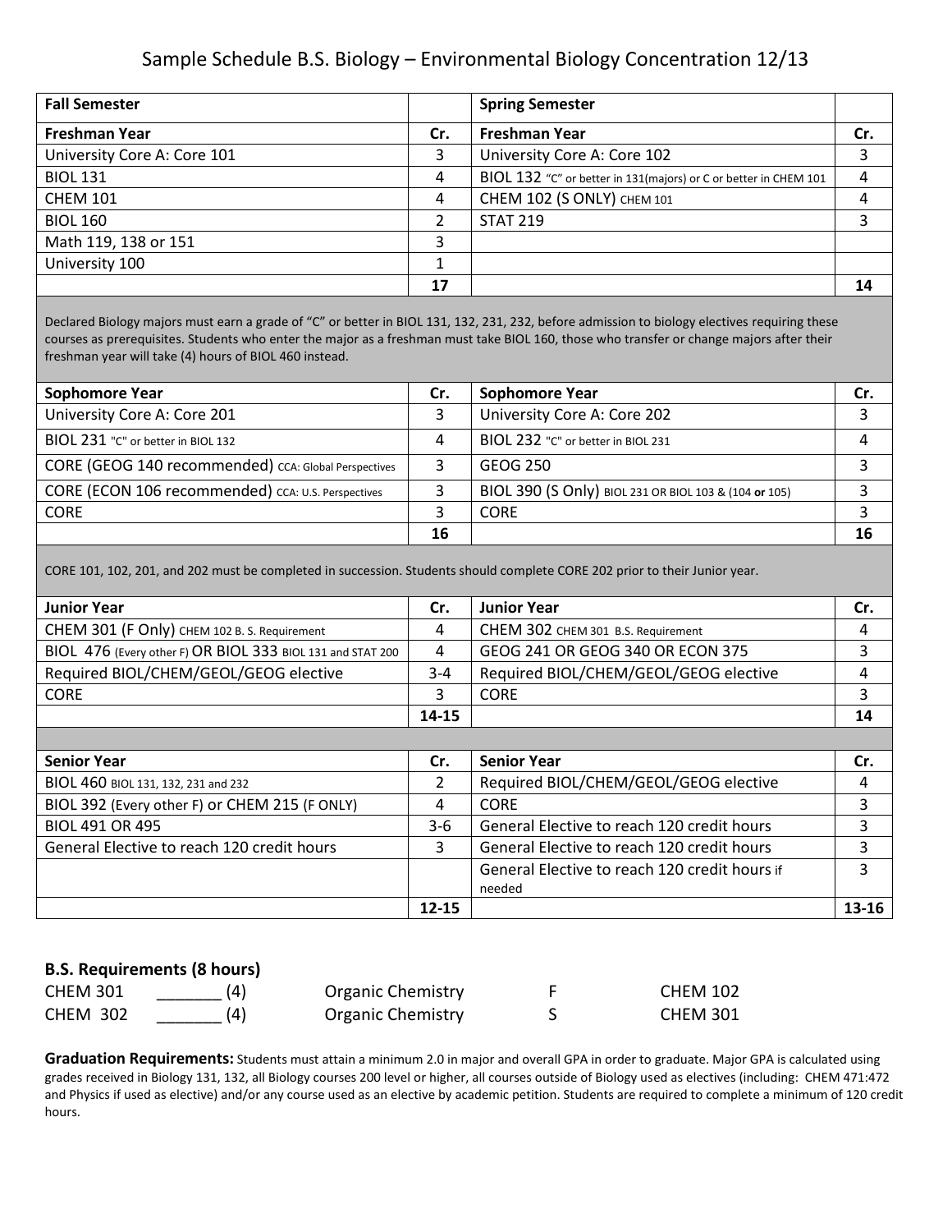# Sample Schedule B.S. Biology – Environmental Biology Concentration 12/13

| Fall Semester | | Spring Semester | |
|---|---|---|---|
| **Freshman Year** | **Cr.** | **Freshman Year** | **Cr.** |
| University Core A: Core 101 | 3 | University Core A: Core 102 | 3 |
| BIOL 131 | 4 | BIOL 132 "C" or better in 131(majors) or C or better in CHEM 101 | 4 |
| CHEM 101 | 4 | CHEM 102 (S ONLY) CHEM 101 | 4 |
| BIOL 160 | 2 | STAT 219 | 3 |
| Math 119, 138 or 151 | 3 | | |
| University 100 | 1 | | |
| | **17** | | **14** |

Declared Biology majors must earn a grade of "C" or better in BIOL 131, 132, 231, 232, before admission to biology electives requiring these courses as prerequisites. Students who enter the major as a freshman must take BIOL 160, those who transfer or change majors after their freshman year will take (4) hours of BIOL 460 instead.

| Sophomore Year | Cr. | Sophomore Year | Cr. |
|---|---|---|---|
| University Core A: Core 201 | 3 | University Core A: Core 202 | 3 |
| BIOL 231 "C" or better in BIOL 132 | 4 | BIOL 232 "C" or better in BIOL 231 | 4 |
| CORE (GEOG 140 recommended) CCA: Global Perspectives | 3 | GEOG 250 | 3 |
| CORE (ECON 106 recommended) CCA: U.S. Perspectives | 3 | BIOL 390 (S Only) BIOL 231 OR BIOL 103 & (104 **or** 105) | 3 |
| CORE | 3 | CORE | 3 |
| | **16** | | **16** |

CORE 101, 102, 201, and 202 must be completed in succession. Students should complete CORE 202 prior to their Junior year.

| Junior Year | Cr. | Junior Year | Cr. |
|---|---|---|---|
| CHEM 301 (F Only) CHEM 102 B. S. Requirement | 4 | CHEM 302 CHEM 301 B.S. Requirement | 4 |
| BIOL 476 (Every other F) OR BIOL 333 BIOL 131 and STAT 200 | 4 | GEOG 241 OR GEOG 340 OR ECON 375 | 3 |
| Required BIOL/CHEM/GEOL/GEOG elective | 3-4 | Required BIOL/CHEM/GEOL/GEOG elective | 4 |
| CORE | 3 | CORE | 3 |
| | **14-15** | | **14** |

| Senior Year | Cr. | Senior Year | Cr. |
|---|---|---|---|
| BIOL 460 BIOL 131, 132, 231 and 232 | 2 | Required BIOL/CHEM/GEOL/GEOG elective | 4 |
| BIOL 392 (Every other F) or CHEM 215 (F ONLY) | 4 | CORE | 3 |
| BIOL 491 OR 495 | 3-6 | General Elective to reach 120 credit hours | 3 |
| General Elective to reach 120 credit hours | 3 | General Elective to reach 120 credit hours | 3 |
| | | General Elective to reach 120 credit hours if needed | 3 |
| | **12-15** | | **13-16** |

## B.S. Requirements (8 hours)

| | | | | |
|---|---|---|---|---|
| CHEM 301 | _______ (4) | Organic Chemistry | F | CHEM 102 |
| CHEM 302 | _______ (4) | Organic Chemistry | S | CHEM 301 |

**Graduation Requirements:** Students must attain a minimum 2.0 in major and overall GPA in order to graduate. Major GPA is calculated using grades received in Biology 131, 132, all Biology courses 200 level or higher, all courses outside of Biology used as electives (including: CHEM 471:472 and Physics if used as elective) and/or any course used as an elective by academic petition. Students are required to complete a minimum of 120 credit hours.